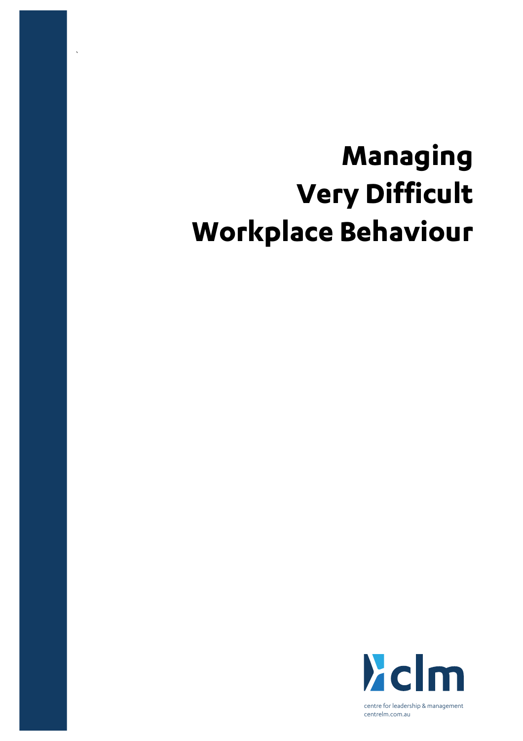# Managing Very Difficult Workplace Behaviour

clm

centre for leadership & management
centrelm.com.au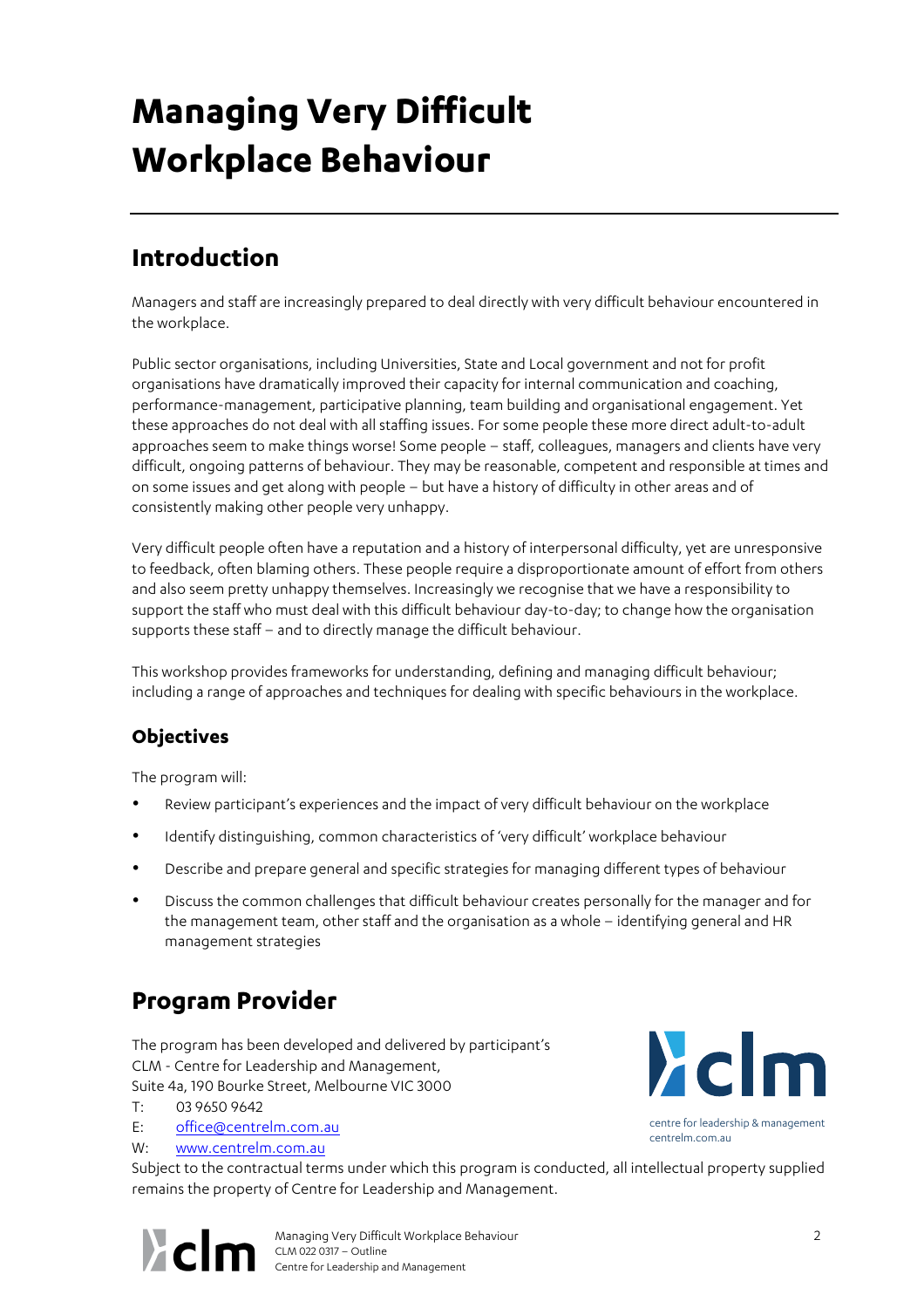# Managing Very Difficult Workplace Behaviour

## Introduction

Managers and staff are increasingly prepared to deal directly with very difficult behaviour encountered in the workplace.

Public sector organisations, including Universities, State and Local government and not for profit organisations have dramatically improved their capacity for internal communication and coaching, performance-management, participative planning, team building and organisational engagement. Yet these approaches do not deal with all staffing issues. For some people these more direct adult-to-adult approaches seem to make things worse! Some people – staff, colleagues, managers and clients have very difficult, ongoing patterns of behaviour. They may be reasonable, competent and responsible at times and on some issues and get along with people – but have a history of difficulty in other areas and of consistently making other people very unhappy.

Very difficult people often have a reputation and a history of interpersonal difficulty, yet are unresponsive to feedback, often blaming others. These people require a disproportionate amount of effort from others and also seem pretty unhappy themselves. Increasingly we recognise that we have a responsibility to support the staff who must deal with this difficult behaviour day-to-day; to change how the organisation supports these staff – and to directly manage the difficult behaviour.

This workshop provides frameworks for understanding, defining and managing difficult behaviour; including a range of approaches and techniques for dealing with specific behaviours in the workplace.

### Objectives

The program will:

- Review participant's experiences and the impact of very difficult behaviour on the workplace
- Identify distinguishing, common characteristics of 'very difficult' workplace behaviour
- Describe and prepare general and specific strategies for managing different types of behaviour
- Discuss the common challenges that difficult behaviour creates personally for the manager and for the management team, other staff and the organisation as a whole – identifying general and HR management strategies

## Program Provider

The program has been developed and delivered by participant's
CLM - Centre for Leadership and Management,
Suite 4a, 190 Bourke Street, Melbourne VIC 3000

T: 03 9650 9642
E: office@centrelm.com.au
W: www.centrelm.com.au

Subject to the contractual terms under which this program is conducted, all intellectual property supplied remains the property of Centre for Leadership and Management.

centre for leadership & management
centrelm.com.au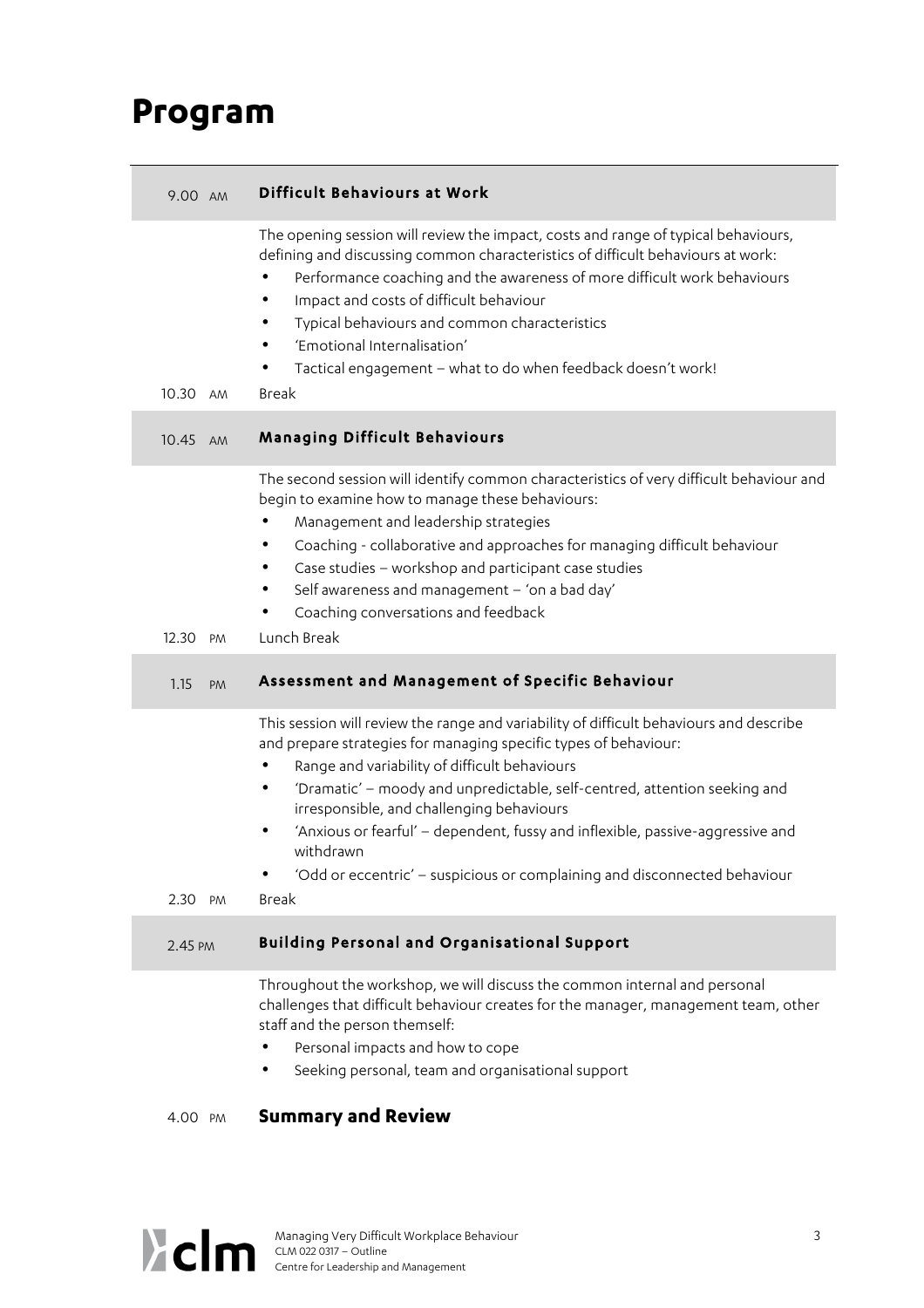# Program

## 9.00 AM — Difficult Behaviours at Work

The opening session will review the impact, costs and range of typical behaviours, defining and discussing common characteristics of difficult behaviours at work:

- Performance coaching and the awareness of more difficult work behaviours
- Impact and costs of difficult behaviour
- Typical behaviours and common characteristics
- 'Emotional Internalisation'
- Tactical engagement – what to do when feedback doesn't work!

10.30 AM — Break

## 10.45 AM — Managing Difficult Behaviours

The second session will identify common characteristics of very difficult behaviour and begin to examine how to manage these behaviours:

- Management and leadership strategies
- Coaching - collaborative and approaches for managing difficult behaviour
- Case studies – workshop and participant case studies
- Self awareness and management – 'on a bad day'
- Coaching conversations and feedback

12.30 PM — Lunch Break

## 1.15 PM — Assessment and Management of Specific Behaviour

This session will review the range and variability of difficult behaviours and describe and prepare strategies for managing specific types of behaviour:

- Range and variability of difficult behaviours
- 'Dramatic' – moody and unpredictable, self-centred, attention seeking and irresponsible, and challenging behaviours
- 'Anxious or fearful' – dependent, fussy and inflexible, passive-aggressive and withdrawn
- 'Odd or eccentric' – suspicious or complaining and disconnected behaviour

2.30 PM — Break

## 2.45 PM — Building Personal and Organisational Support

Throughout the workshop, we will discuss the common internal and personal challenges that difficult behaviour creates for the manager, management team, other staff and the person themself:

- Personal impacts and how to cope
- Seeking personal, team and organisational support

## 4.00 PM — Summary and Review